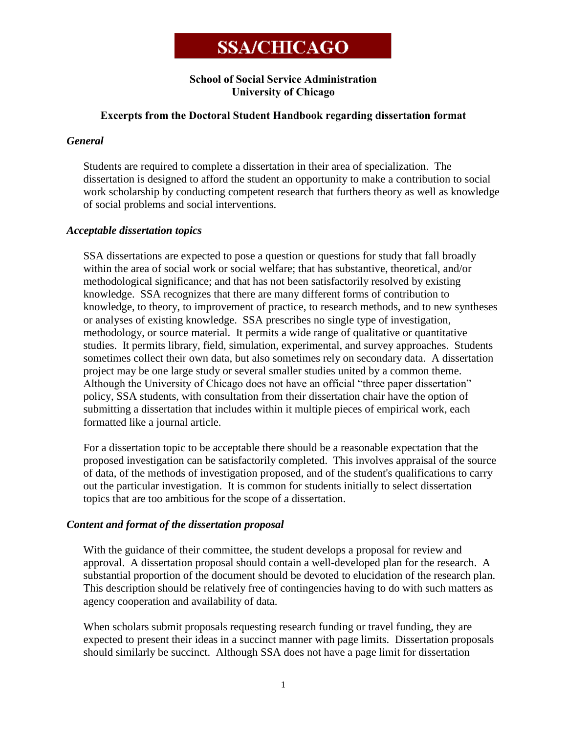# SSA/CHICAGO

**School of Social Service Administration**
**University of Chicago**

**Excerpts from the Doctoral Student Handbook regarding dissertation format**

### *General*

Students are required to complete a dissertation in their area of specialization. The dissertation is designed to afford the student an opportunity to make a contribution to social work scholarship by conducting competent research that furthers theory as well as knowledge of social problems and social interventions.

### *Acceptable dissertation topics*

SSA dissertations are expected to pose a question or questions for study that fall broadly within the area of social work or social welfare; that has substantive, theoretical, and/or methodological significance; and that has not been satisfactorily resolved by existing knowledge. SSA recognizes that there are many different forms of contribution to knowledge, to theory, to improvement of practice, to research methods, and to new syntheses or analyses of existing knowledge. SSA prescribes no single type of investigation, methodology, or source material. It permits a wide range of qualitative or quantitative studies. It permits library, field, simulation, experimental, and survey approaches. Students sometimes collect their own data, but also sometimes rely on secondary data. A dissertation project may be one large study or several smaller studies united by a common theme. Although the University of Chicago does not have an official "three paper dissertation" policy, SSA students, with consultation from their dissertation chair have the option of submitting a dissertation that includes within it multiple pieces of empirical work, each formatted like a journal article.

For a dissertation topic to be acceptable there should be a reasonable expectation that the proposed investigation can be satisfactorily completed. This involves appraisal of the source of data, of the methods of investigation proposed, and of the student's qualifications to carry out the particular investigation. It is common for students initially to select dissertation topics that are too ambitious for the scope of a dissertation.

### *Content and format of the dissertation proposal*

With the guidance of their committee, the student develops a proposal for review and approval. A dissertation proposal should contain a well-developed plan for the research. A substantial proportion of the document should be devoted to elucidation of the research plan. This description should be relatively free of contingencies having to do with such matters as agency cooperation and availability of data.

When scholars submit proposals requesting research funding or travel funding, they are expected to present their ideas in a succinct manner with page limits. Dissertation proposals should similarly be succinct. Although SSA does not have a page limit for dissertation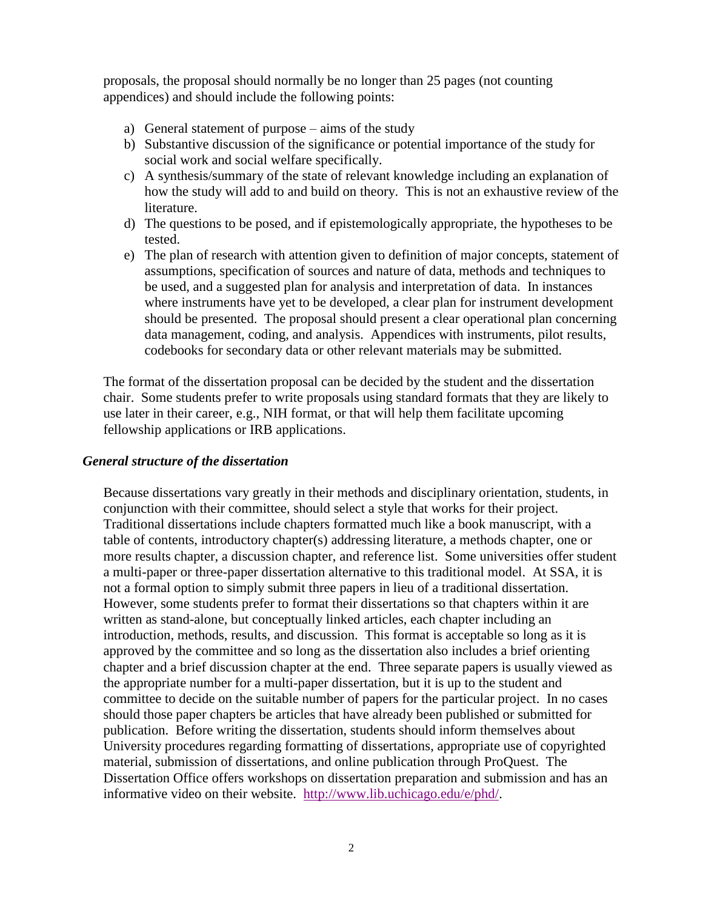proposals, the proposal should normally be no longer than 25 pages (not counting appendices) and should include the following points:

a) General statement of purpose – aims of the study
b) Substantive discussion of the significance or potential importance of the study for social work and social welfare specifically.
c) A synthesis/summary of the state of relevant knowledge including an explanation of how the study will add to and build on theory. This is not an exhaustive review of the literature.
d) The questions to be posed, and if epistemologically appropriate, the hypotheses to be tested.
e) The plan of research with attention given to definition of major concepts, statement of assumptions, specification of sources and nature of data, methods and techniques to be used, and a suggested plan for analysis and interpretation of data. In instances where instruments have yet to be developed, a clear plan for instrument development should be presented. The proposal should present a clear operational plan concerning data management, coding, and analysis. Appendices with instruments, pilot results, codebooks for secondary data or other relevant materials may be submitted.

The format of the dissertation proposal can be decided by the student and the dissertation chair. Some students prefer to write proposals using standard formats that they are likely to use later in their career, e.g., NIH format, or that will help them facilitate upcoming fellowship applications or IRB applications.

### *General structure of the dissertation*

Because dissertations vary greatly in their methods and disciplinary orientation, students, in conjunction with their committee, should select a style that works for their project. Traditional dissertations include chapters formatted much like a book manuscript, with a table of contents, introductory chapter(s) addressing literature, a methods chapter, one or more results chapter, a discussion chapter, and reference list. Some universities offer student a multi-paper or three-paper dissertation alternative to this traditional model. At SSA, it is not a formal option to simply submit three papers in lieu of a traditional dissertation. However, some students prefer to format their dissertations so that chapters within it are written as stand-alone, but conceptually linked articles, each chapter including an introduction, methods, results, and discussion. This format is acceptable so long as it is approved by the committee and so long as the dissertation also includes a brief orienting chapter and a brief discussion chapter at the end. Three separate papers is usually viewed as the appropriate number for a multi-paper dissertation, but it is up to the student and committee to decide on the suitable number of papers for the particular project. In no cases should those paper chapters be articles that have already been published or submitted for publication. Before writing the dissertation, students should inform themselves about University procedures regarding formatting of dissertations, appropriate use of copyrighted material, submission of dissertations, and online publication through ProQuest. The Dissertation Office offers workshops on dissertation preparation and submission and has an informative video on their website. http://www.lib.uchicago.edu/e/phd/.